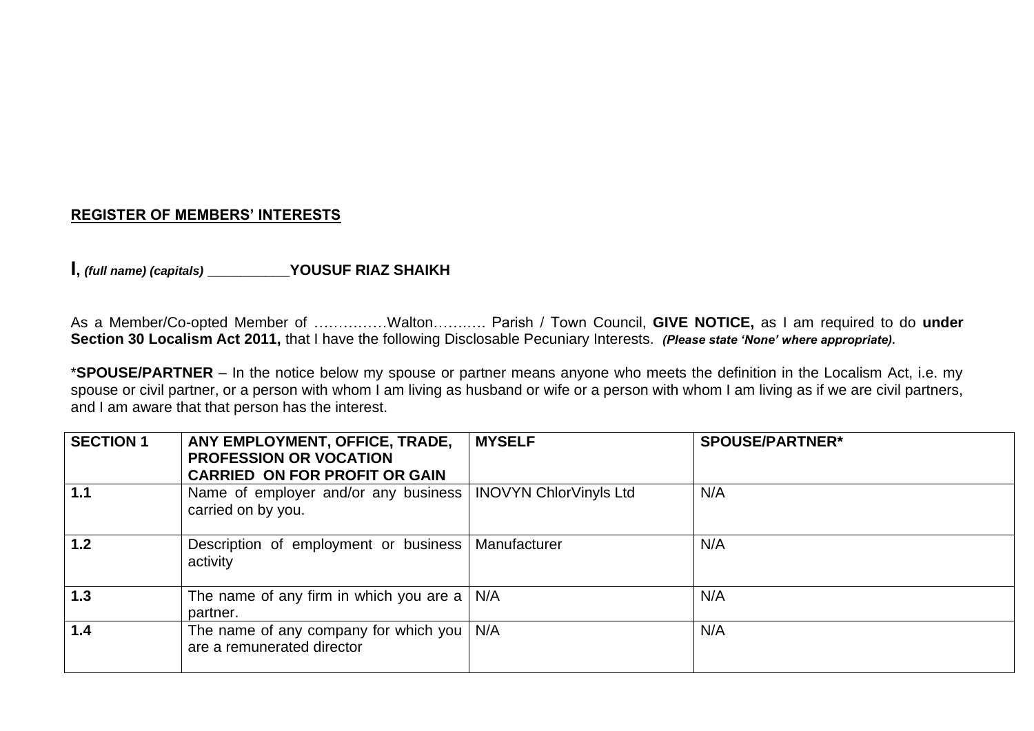**REGISTER OF MEMBERS' INTERESTS**

**I**, ***(full name) (capitals)*** ___________**YOUSUF RIAZ SHAIKH**

As a Member/Co-opted Member of ……………Walton………. Parish / Town Council, **GIVE NOTICE,** as I am required to do **under Section 30 Localism Act 2011,** that I have the following Disclosable Pecuniary Interests. ***(Please state 'None' where appropriate).***

\***SPOUSE/PARTNER** – In the notice below my spouse or partner means anyone who meets the definition in the Localism Act, i.e. my spouse or civil partner, or a person with whom I am living as husband or wife or a person with whom I am living as if we are civil partners, and I am aware that that person has the interest.

| **SECTION 1** | **ANY EMPLOYMENT, OFFICE, TRADE, PROFESSION OR VOCATION CARRIED ON FOR PROFIT OR GAIN** | **MYSELF** | **SPOUSE/PARTNER\*** |
|---|---|---|---|
| **1.1** | Name of employer and/or any business carried on by you. | INOVYN ChlorVinyls Ltd | N/A |
| **1.2** | Description of employment or business activity | Manufacturer | N/A |
| **1.3** | The name of any firm in which you are a partner. | N/A | N/A |
| **1.4** | The name of any company for which you are a remunerated director | N/A | N/A |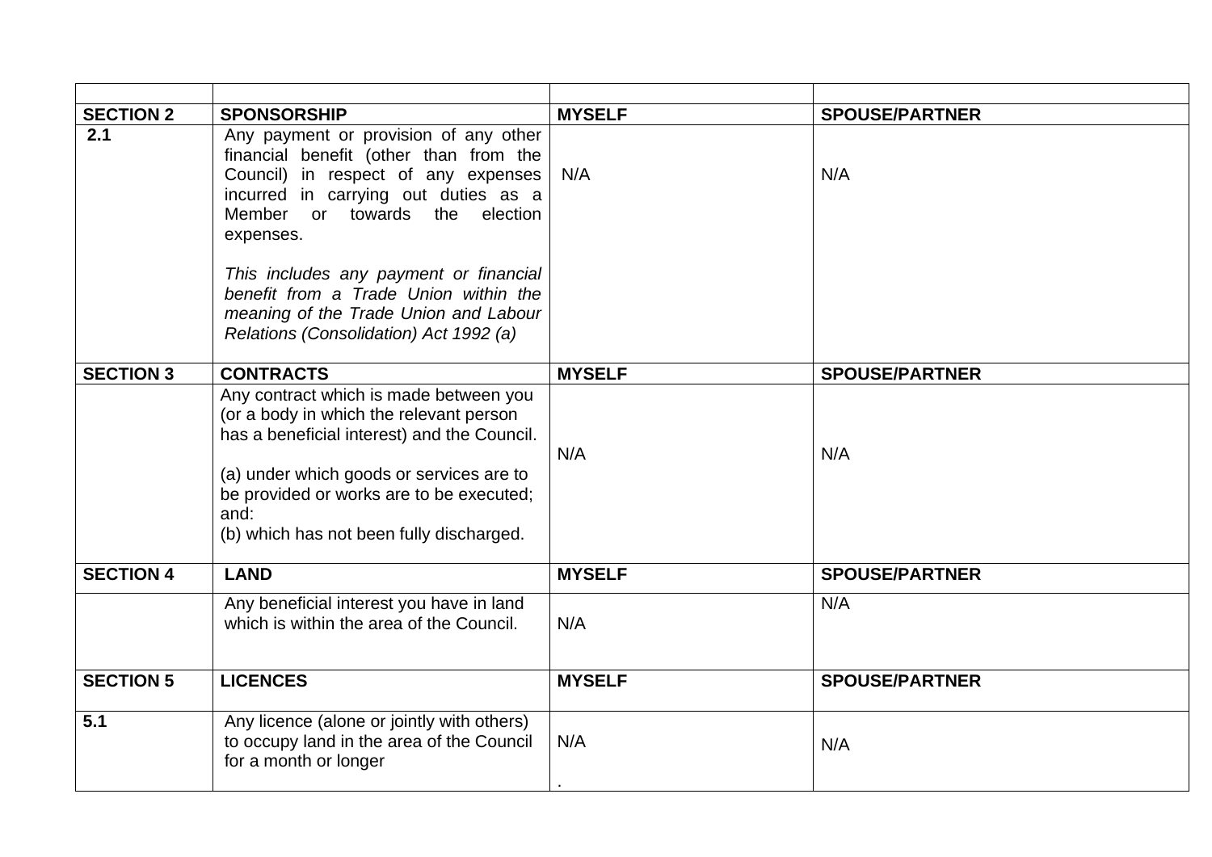| | | | |
|---|---|---|---|
| **SECTION 2** | **SPONSORSHIP** | **MYSELF** | **SPOUSE/PARTNER** |
| **2.1** | Any payment or provision of any other financial benefit (other than from the Council) in respect of any expenses incurred in carrying out duties as a Member or towards the election expenses.<br><br>*This includes any payment or financial benefit from a Trade Union within the meaning of the Trade Union and Labour Relations (Consolidation) Act 1992 (a)* | N/A | N/A |
| **SECTION 3** | **CONTRACTS** | **MYSELF** | **SPOUSE/PARTNER** |
| | Any contract which is made between you (or a body in which the relevant person has a beneficial interest) and the Council.<br><br>(a) under which goods or services are to be provided or works are to be executed; and:<br>(b) which has not been fully discharged. | N/A | N/A |
| **SECTION 4** | **LAND** | **MYSELF** | **SPOUSE/PARTNER** |
| | Any beneficial interest you have in land which is within the area of the Council. | N/A | N/A |
| **SECTION 5** | **LICENCES** | **MYSELF** | **SPOUSE/PARTNER** |
| **5.1** | Any licence (alone or jointly with others) to occupy land in the area of the Council for a month or longer | N/A<br>. | N/A |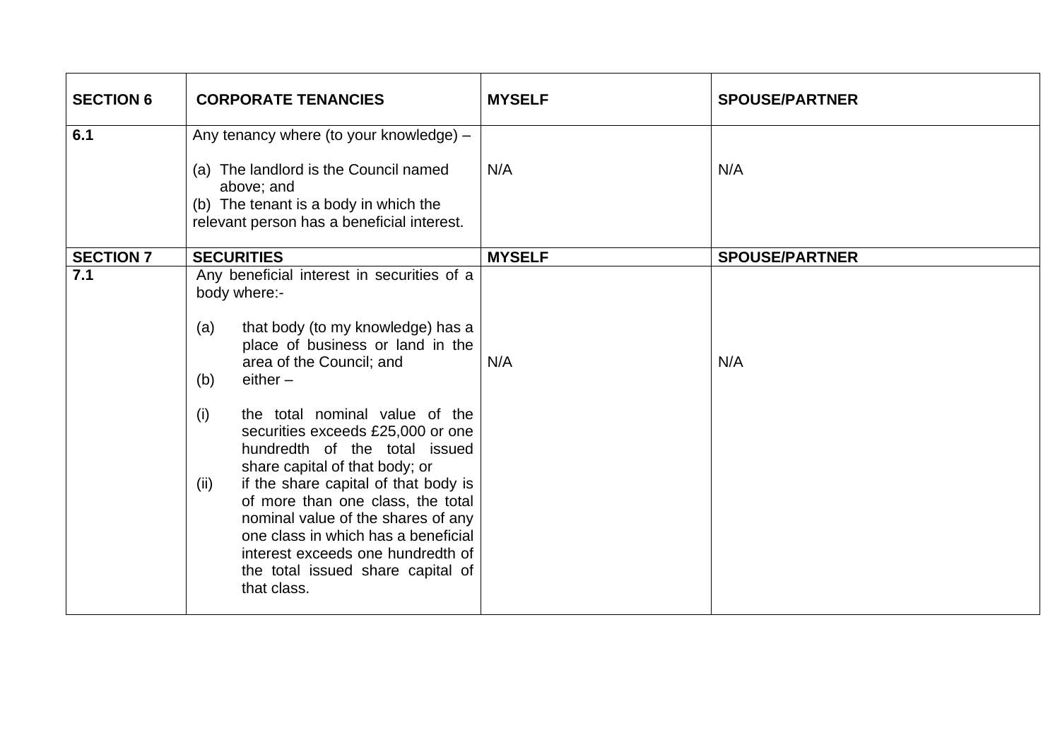| SECTION 6 | CORPORATE TENANCIES | MYSELF | SPOUSE/PARTNER |
|---|---|---|---|
| 6.1 | Any tenancy where (to your knowledge) –<br><br>(a) The landlord is the Council named above; and<br>(b) The tenant is a body in which the relevant person has a beneficial interest. | N/A | N/A |
| **SECTION 7** | **SECURITIES** | **MYSELF** | **SPOUSE/PARTNER** |
| 7.1 | Any beneficial interest in securities of a body where:-<br><br>(a) that body (to my knowledge) has a place of business or land in the area of the Council; and<br>(b) either –<br><br>(i) the total nominal value of the securities exceeds £25,000 or one hundredth of the total issued share capital of that body; or<br>(ii) if the share capital of that body is of more than one class, the total nominal value of the shares of any one class in which has a beneficial interest exceeds one hundredth of the total issued share capital of that class. | N/A | N/A |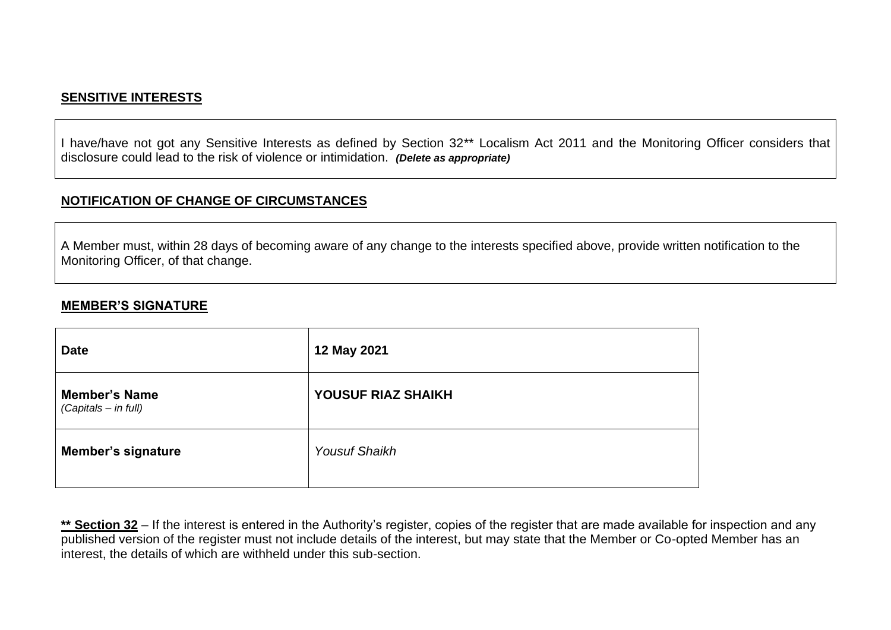**SENSITIVE INTERESTS**

I have/have not got any Sensitive Interests as defined by Section 32** Localism Act 2011 and the Monitoring Officer considers that disclosure could lead to the risk of violence or intimidation. ***(Delete as appropriate)***

**NOTIFICATION OF CHANGE OF CIRCUMSTANCES**

A Member must, within 28 days of becoming aware of any change to the interests specified above, provide written notification to the Monitoring Officer, of that change.

**MEMBER'S SIGNATURE**

| | |
|---|---|
| **Date** | **12 May 2021** |
| **Member's Name** *(Capitals – in full)* | **YOUSUF RIAZ SHAIKH** |
| **Member's signature** | *Yousuf Shaikh* |

**** Section 32** – If the interest is entered in the Authority's register, copies of the register that are made available for inspection and any published version of the register must not include details of the interest, but may state that the Member or Co-opted Member has an interest, the details of which are withheld under this sub-section.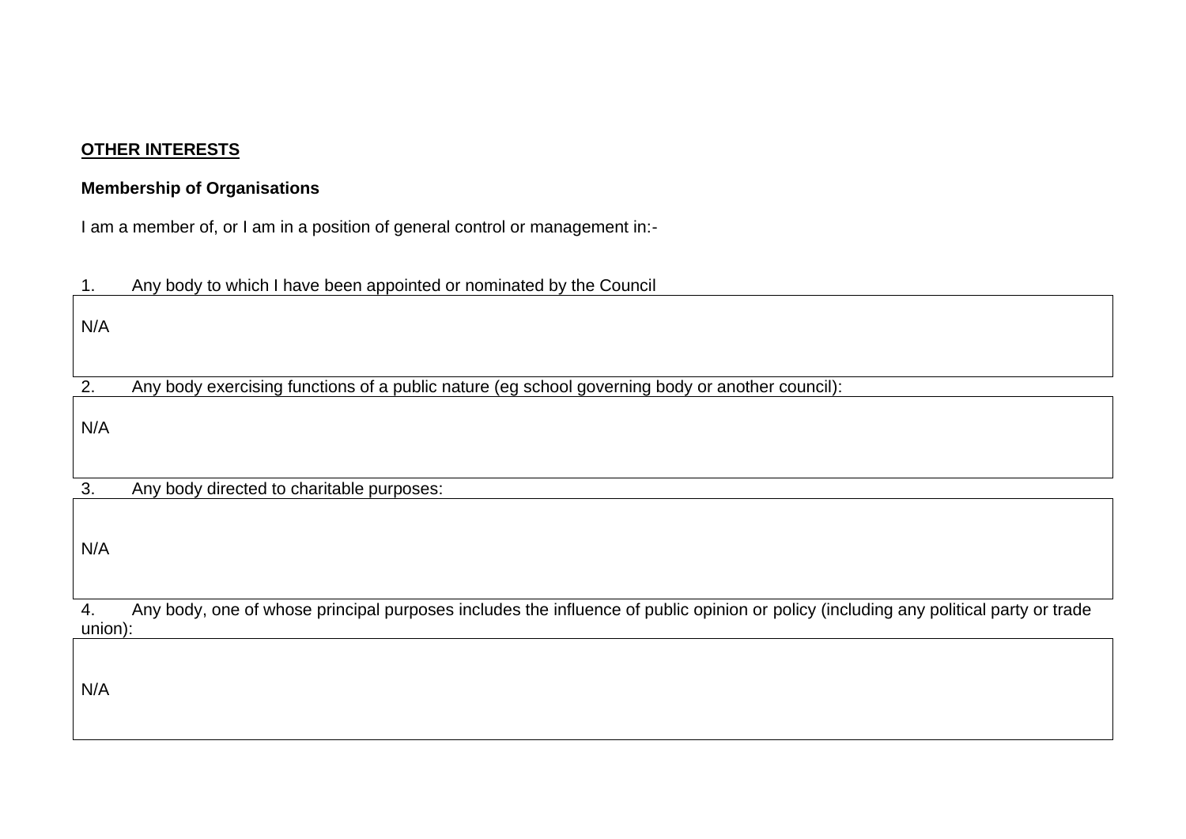**OTHER INTERESTS**

**Membership of Organisations**

I am a member of, or I am in a position of general control or management in:-

1. Any body to which I have been appointed or nominated by the Council

| N/A |
|---|

2. Any body exercising functions of a public nature (eg school governing body or another council):

| N/A |
|---|

3. Any body directed to charitable purposes:

| N/A |
|---|

4. Any body, one of whose principal purposes includes the influence of public opinion or policy (including any political party or trade union):

| N/A |
|---|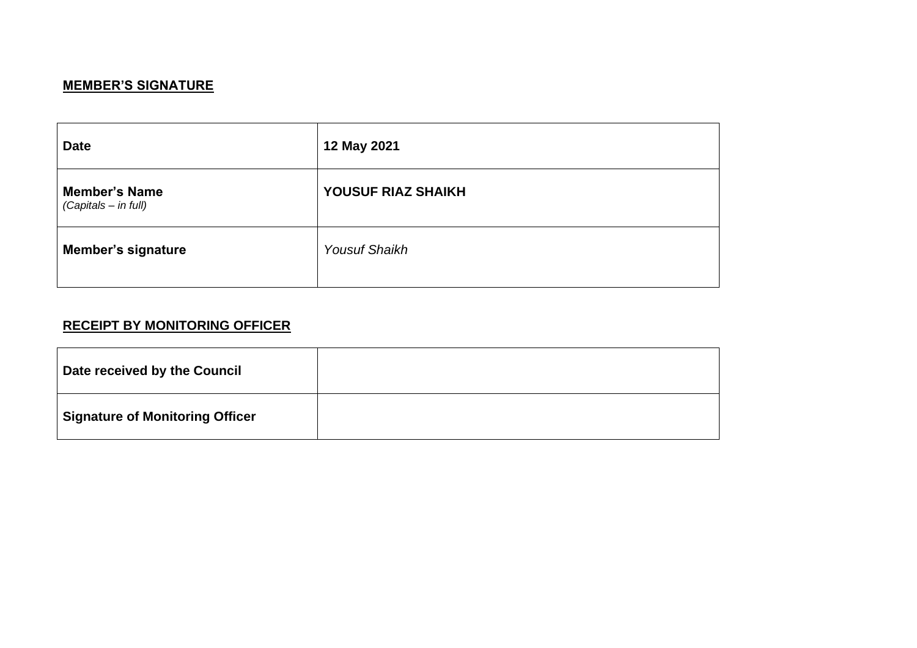**MEMBER'S SIGNATURE**

| | |
|---|---|
| **Date** | **12 May 2021** |
| **Member's Name** *(Capitals – in full)* | **YOUSUF RIAZ SHAIKH** |
| **Member's signature** | *Yousuf Shaikh* |

**RECEIPT BY MONITORING OFFICER**

| | |
|---|---|
| **Date received by the Council** | |
| **Signature of Monitoring Officer** | |